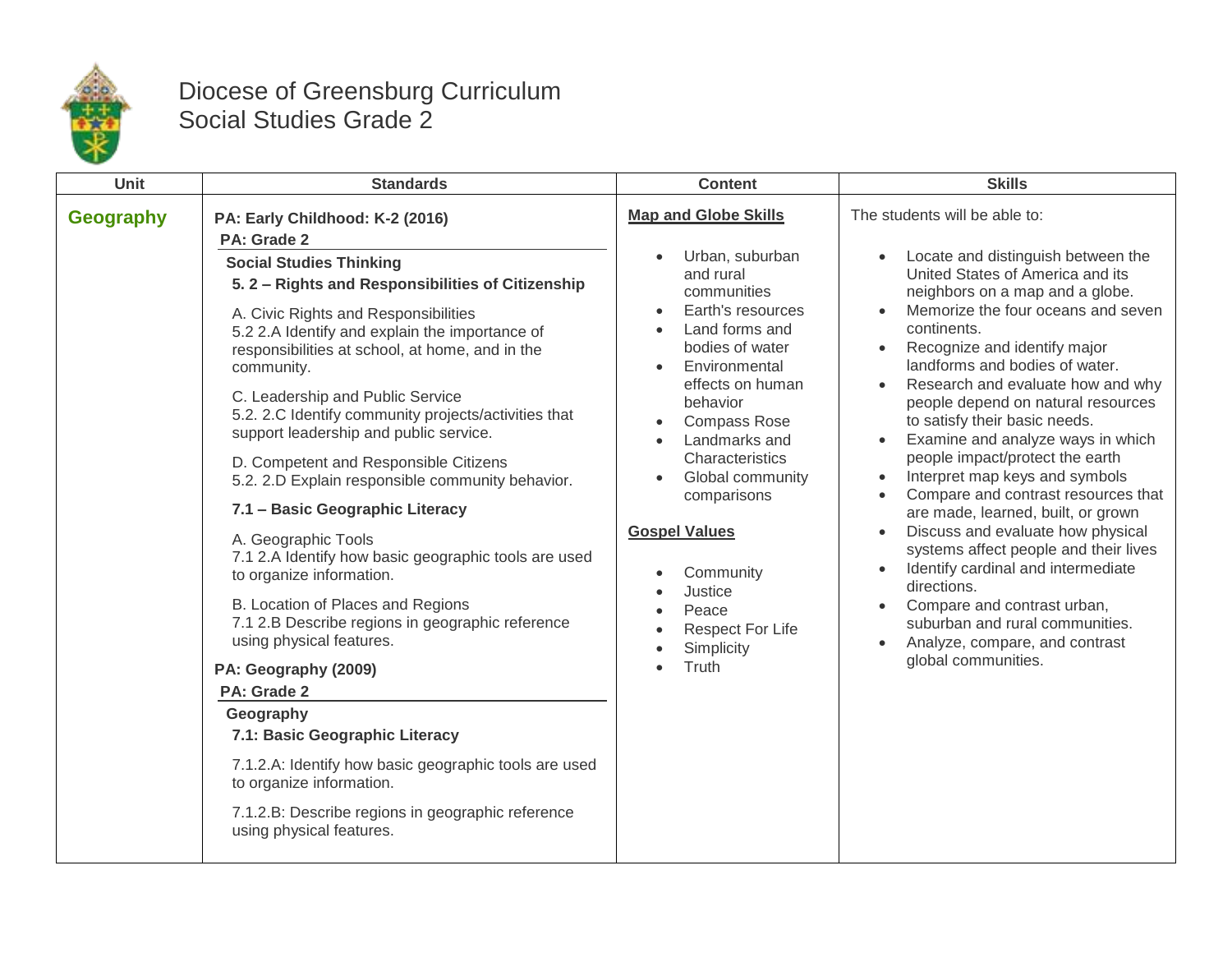# Diocese of Greensburg Curriculum
## Social Studies Grade 2

| Unit | Standards | Content | Skills |
|---|---|---|---|
| **Geography** | **PA: Early Childhood: K-2 (2016)**<br>**PA: Grade 2**<br>**Social Studies Thinking**<br>**5. 2 – Rights and Responsibilities of Citizenship**<br>A. Civic Rights and Responsibilities<br>5.2 2.A Identify and explain the importance of responsibilities at school, at home, and in the community.<br>C. Leadership and Public Service<br>5.2. 2.C Identify community projects/activities that support leadership and public service.<br>D. Competent and Responsible Citizens<br>5.2. 2.D Explain responsible community behavior.<br>**7.1 – Basic Geographic Literacy**<br>A. Geographic Tools<br>7.1 2.A Identify how basic geographic tools are used to organize information.<br>B. Location of Places and Regions<br>7.1 2.B Describe regions in geographic reference using physical features.<br>**PA: Geography (2009)**<br>**PA: Grade 2**<br>**Geography**<br>**7.1: Basic Geographic Literacy**<br>7.1.2.A: Identify how basic geographic tools are used to organize information.<br>7.1.2.B: Describe regions in geographic reference using physical features. | **Map and Globe Skills**<br>• Urban, suburban and rural communities<br>• Earth's resources<br>• Land forms and bodies of water<br>• Environmental effects on human behavior<br>• Compass Rose<br>• Landmarks and Characteristics<br>• Global community comparisons<br>**Gospel Values**<br>• Community<br>• Justice<br>• Peace<br>• Respect For Life<br>• Simplicity<br>• Truth | The students will be able to:<br>• Locate and distinguish between the United States of America and its neighbors on a map and a globe.<br>• Memorize the four oceans and seven continents.<br>• Recognize and identify major landforms and bodies of water.<br>• Research and evaluate how and why people depend on natural resources to satisfy their basic needs.<br>• Examine and analyze ways in which people impact/protect the earth<br>• Interpret map keys and symbols<br>• Compare and contrast resources that are made, learned, built, or grown<br>• Discuss and evaluate how physical systems affect people and their lives<br>• Identify cardinal and intermediate directions.<br>• Compare and contrast urban, suburban and rural communities.<br>• Analyze, compare, and contrast global communities. |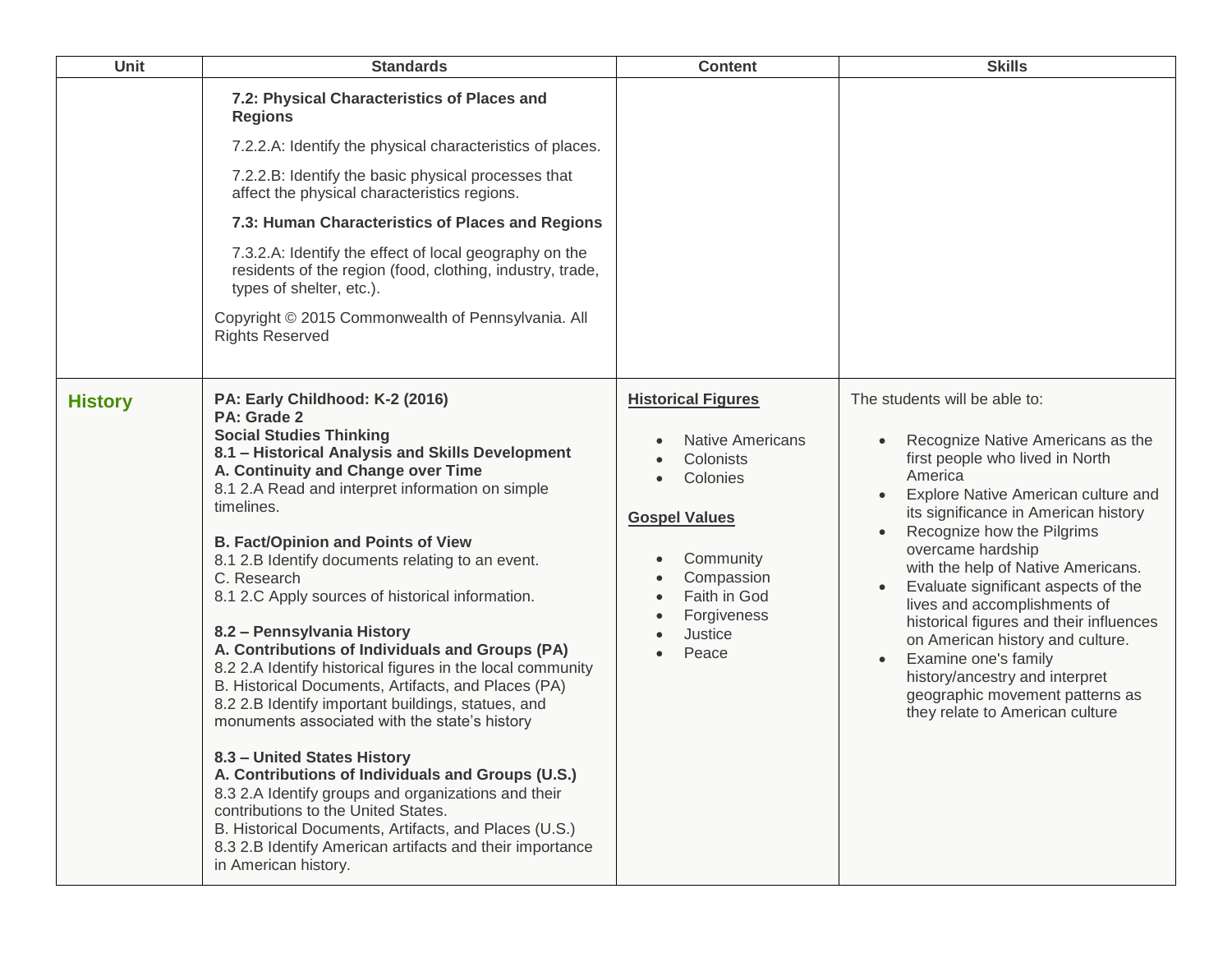| Unit | Standards | Content | Skills |
|---|---|---|---|
| | **7.2: Physical Characteristics of Places and Regions**<br><br>7.2.2.A: Identify the physical characteristics of places.<br><br>7.2.2.B: Identify the basic physical processes that affect the physical characteristics regions.<br><br>**7.3: Human Characteristics of Places and Regions**<br><br>7.3.2.A: Identify the effect of local geography on the residents of the region (food, clothing, industry, trade, types of shelter, etc.).<br><br>Copyright © 2015 Commonwealth of Pennsylvania. All Rights Reserved | | |
| **History** | **PA: Early Childhood: K-2 (2016)**<br>**PA: Grade 2**<br>**Social Studies Thinking**<br>**8.1 – Historical Analysis and Skills Development**<br>**A. Continuity and Change over Time**<br>8.1 2.A Read and interpret information on simple timelines.<br><br>**B. Fact/Opinion and Points of View**<br>8.1 2.B Identify documents relating to an event.<br>C. Research<br>8.1 2.C Apply sources of historical information.<br><br>**8.2 – Pennsylvania History**<br>**A. Contributions of Individuals and Groups (PA)**<br>8.2 2.A Identify historical figures in the local community<br>B. Historical Documents, Artifacts, and Places (PA)<br>8.2 2.B Identify important buildings, statues, and monuments associated with the state's history<br><br>**8.3 – United States History**<br>**A. Contributions of Individuals and Groups (U.S.)**<br>8.3 2.A Identify groups and organizations and their contributions to the United States.<br>B. Historical Documents, Artifacts, and Places (U.S.)<br>8.3 2.B Identify American artifacts and their importance in American history. | **Historical Figures**<br><br>• Native Americans<br>• Colonists<br>• Colonies<br><br>**Gospel Values**<br><br>• Community<br>• Compassion<br>• Faith in God<br>• Forgiveness<br>• Justice<br>• Peace | The students will be able to:<br><br>• Recognize Native Americans as the first people who lived in North America<br>• Explore Native American culture and its significance in American history<br>• Recognize how the Pilgrims overcame hardship with the help of Native Americans.<br>• Evaluate significant aspects of the lives and accomplishments of historical figures and their influences on American history and culture.<br>• Examine one's family history/ancestry and interpret geographic movement patterns as they relate to American culture |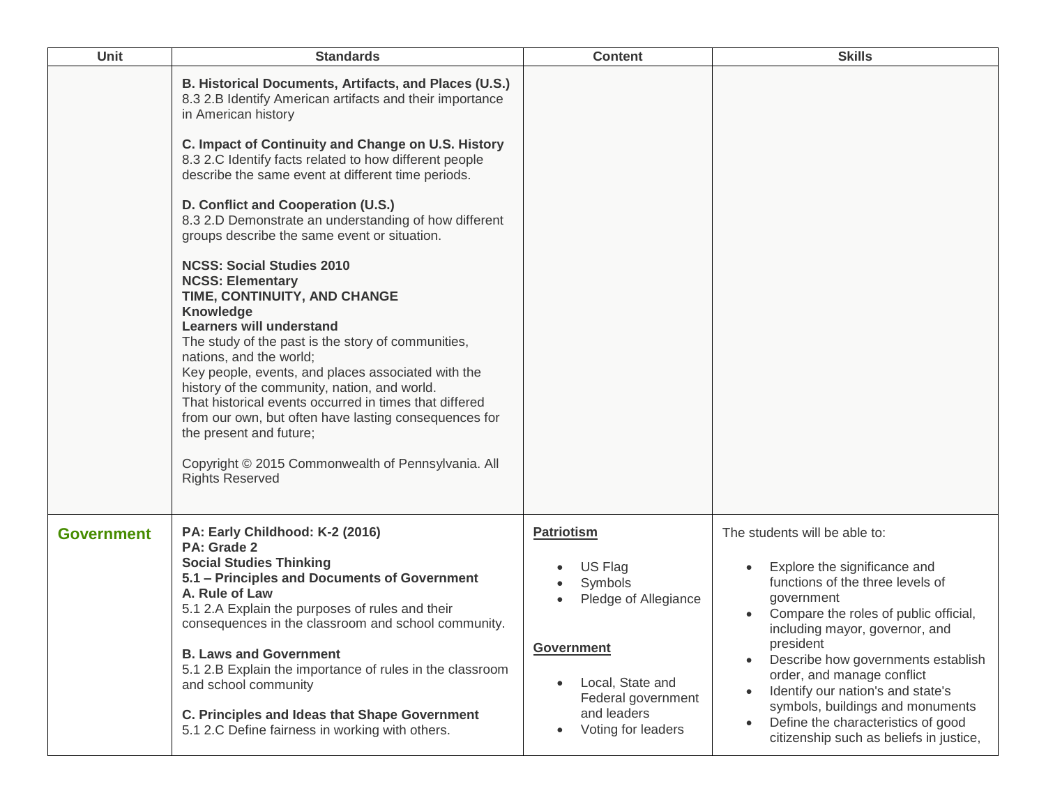| Unit | Standards | Content | Skills |
| --- | --- | --- | --- |
| | **B. Historical Documents, Artifacts, and Places (U.S.)**<br>8.3 2.B Identify American artifacts and their importance in American history<br><br>**C. Impact of Continuity and Change on U.S. History**<br>8.3 2.C Identify facts related to how different people describe the same event at different time periods.<br><br>**D. Conflict and Cooperation (U.S.)**<br>8.3 2.D Demonstrate an understanding of how different groups describe the same event or situation.<br><br>**NCSS: Social Studies 2010**<br>**NCSS: Elementary**<br>**TIME, CONTINUITY, AND CHANGE**<br>**Knowledge**<br>**Learners will understand**<br>The study of the past is the story of communities, nations, and the world;<br>Key people, events, and places associated with the history of the community, nation, and world.<br>That historical events occurred in times that differed from our own, but often have lasting consequences for the present and future;<br><br>Copyright © 2015 Commonwealth of Pennsylvania. All Rights Reserved | | |
| **Government** | **PA: Early Childhood: K-2 (2016)**<br>**PA: Grade 2**<br>**Social Studies Thinking**<br>**5.1 – Principles and Documents of Government**<br>**A. Rule of Law**<br>5.1 2.A Explain the purposes of rules and their consequences in the classroom and school community.<br><br>**B. Laws and Government**<br>5.1 2.B Explain the importance of rules in the classroom and school community<br><br>**C. Principles and Ideas that Shape Government**<br>5.1 2.C Define fairness in working with others. | **Patriotism**<br><br>• US Flag<br>• Symbols<br>• Pledge of Allegiance<br><br>**Government**<br><br>• Local, State and Federal government and leaders<br>• Voting for leaders | The students will be able to:<br><br>• Explore the significance and functions of the three levels of government<br>• Compare the roles of public official, including mayor, governor, and president<br>• Describe how governments establish order, and manage conflict<br>• Identify our nation's and state's symbols, buildings and monuments<br>• Define the characteristics of good citizenship such as beliefs in justice, |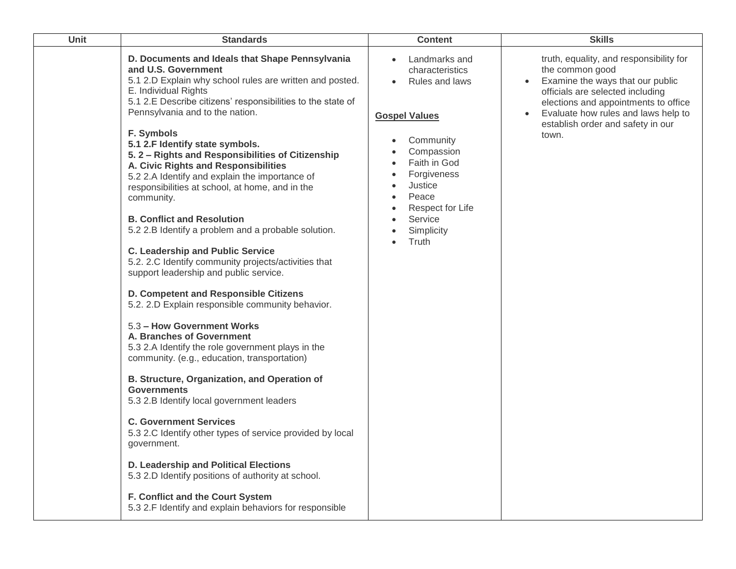| Unit | Standards | Content | Skills |
| --- | --- | --- | --- |
| | **D. Documents and Ideals that Shape Pennsylvania and U.S. Government**<br>5.1 2.D Explain why school rules are written and posted.<br>E. Individual Rights<br>5.1 2.E Describe citizens' responsibilities to the state of Pennsylvania and to the nation.<br><br>**F. Symbols**<br>**5.1 2.F Identify state symbols.**<br>**5. 2 – Rights and Responsibilities of Citizenship**<br>**A. Civic Rights and Responsibilities**<br>5.2 2.A Identify and explain the importance of responsibilities at school, at home, and in the community.<br><br>**B. Conflict and Resolution**<br>5.2 2.B Identify a problem and a probable solution.<br><br>**C. Leadership and Public Service**<br>5.2. 2.C Identify community projects/activities that support leadership and public service.<br><br>**D. Competent and Responsible Citizens**<br>5.2. 2.D Explain responsible community behavior.<br><br>5.3 **– How Government Works**<br>**A. Branches of Government**<br>5.3 2.A Identify the role government plays in the community. (e.g., education, transportation)<br><br>**B. Structure, Organization, and Operation of Governments**<br>5.3 2.B Identify local government leaders<br><br>**C. Government Services**<br>5.3 2.C Identify other types of service provided by local government.<br><br>**D. Leadership and Political Elections**<br>5.3 2.D Identify positions of authority at school.<br><br>**F. Conflict and the Court System**<br>5.3 2.F Identify and explain behaviors for responsible | • Landmarks and characteristics<br>• Rules and laws<br><br>**<u>Gospel Values</u>**<br><br>• Community<br>• Compassion<br>• Faith in God<br>• Forgiveness<br>• Justice<br>• Peace<br>• Respect for Life<br>• Service<br>• Simplicity<br>• Truth | truth, equality, and responsibility for the common good<br>• Examine the ways that our public officials are selected including elections and appointments to office<br>• Evaluate how rules and laws help to establish order and safety in our town. |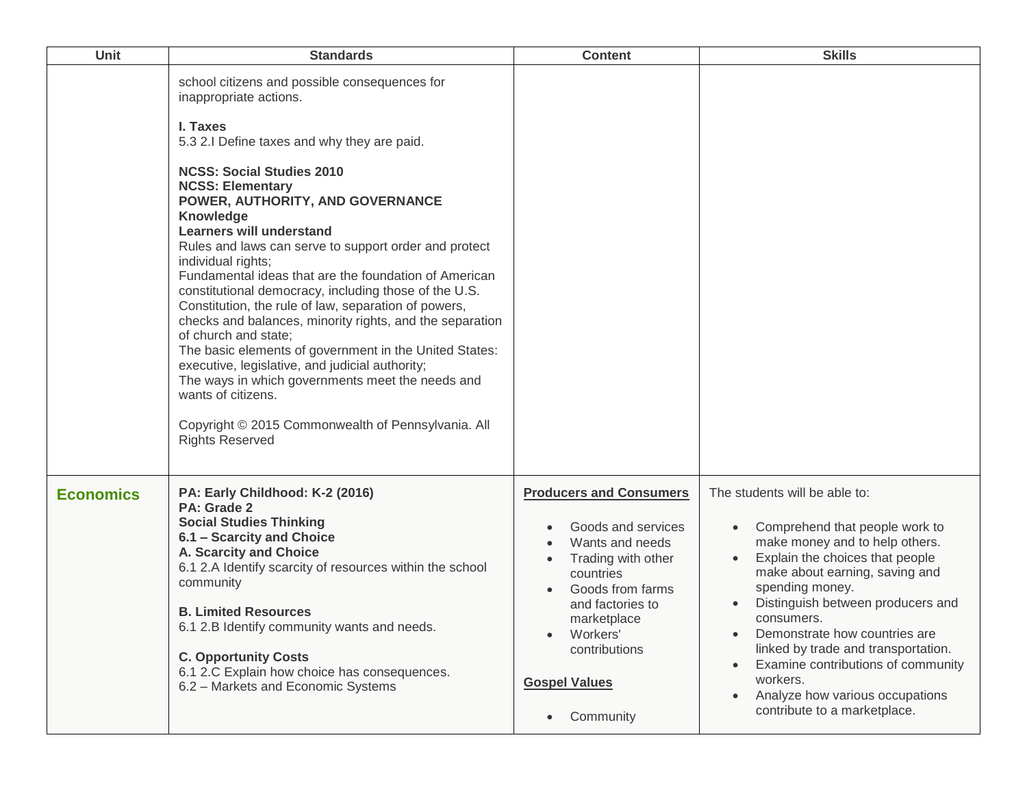| Unit | Standards | Content | Skills |
|---|---|---|---|
| | school citizens and possible consequences for inappropriate actions.<br><br>**I. Taxes**<br>5.3 2.I Define taxes and why they are paid.<br><br>**NCSS: Social Studies 2010**<br>**NCSS: Elementary**<br>**POWER, AUTHORITY, AND GOVERNANCE**<br>**Knowledge**<br>**Learners will understand**<br>Rules and laws can serve to support order and protect individual rights;<br>Fundamental ideas that are the foundation of American constitutional democracy, including those of the U.S. Constitution, the rule of law, separation of powers, checks and balances, minority rights, and the separation of church and state;<br>The basic elements of government in the United States: executive, legislative, and judicial authority;<br>The ways in which governments meet the needs and wants of citizens.<br><br>Copyright © 2015 Commonwealth of Pennsylvania. All Rights Reserved | | |
| **Economics** | **PA: Early Childhood: K-2 (2016)**<br>**PA: Grade 2**<br>**Social Studies Thinking**<br>**6.1 – Scarcity and Choice**<br>**A. Scarcity and Choice**<br>6.1 2.A Identify scarcity of resources within the school community<br><br>**B. Limited Resources**<br>6.1 2.B Identify community wants and needs.<br><br>**C. Opportunity Costs**<br>6.1 2.C Explain how choice has consequences.<br>6.2 – Markets and Economic Systems | **Producers and Consumers**<br><br>• Goods and services<br>• Wants and needs<br>• Trading with other countries<br>• Goods from farms and factories to marketplace<br>• Workers' contributions<br><br>**Gospel Values**<br><br>• Community | The students will be able to:<br><br>• Comprehend that people work to make money and to help others.<br>• Explain the choices that people make about earning, saving and spending money.<br>• Distinguish between producers and consumers.<br>• Demonstrate how countries are linked by trade and transportation.<br>• Examine contributions of community workers.<br>• Analyze how various occupations contribute to a marketplace. |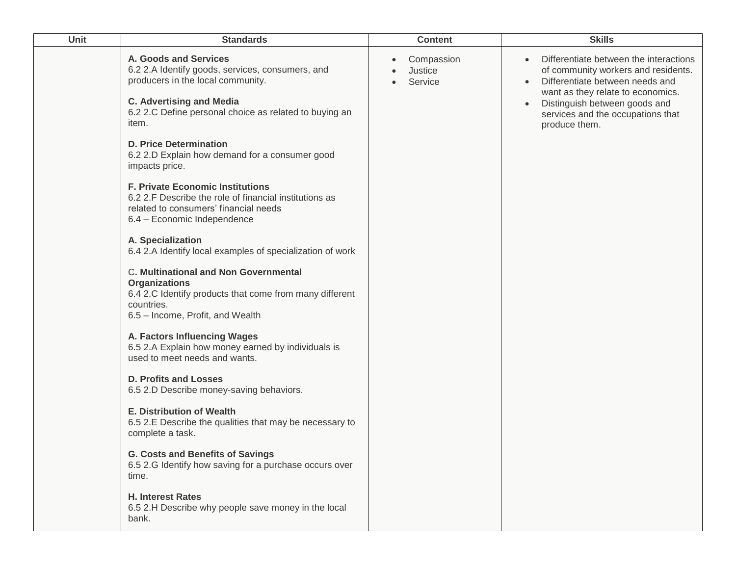| Unit | Standards | Content | Skills |
|---|---|---|---|
| | **A. Goods and Services**<br>6.2 2.A Identify goods, services, consumers, and producers in the local community.<br><br>**C. Advertising and Media**<br>6.2 2.C Define personal choice as related to buying an item.<br><br>**D. Price Determination**<br>6.2 2.D Explain how demand for a consumer good impacts price.<br><br>**F. Private Economic Institutions**<br>6.2 2.F Describe the role of financial institutions as related to consumers' financial needs<br>6.4 – Economic Independence<br><br>**A. Specialization**<br>6.4 2.A Identify local examples of specialization of work<br><br>C**. Multinational and Non Governmental Organizations**<br>6.4 2.C Identify products that come from many different countries.<br>6.5 – Income, Profit, and Wealth<br><br>**A. Factors Influencing Wages**<br>6.5 2.A Explain how money earned by individuals is used to meet needs and wants.<br><br>**D. Profits and Losses**<br>6.5 2.D Describe money-saving behaviors.<br><br>**E. Distribution of Wealth**<br>6.5 2.E Describe the qualities that may be necessary to complete a task.<br><br>**G. Costs and Benefits of Savings**<br>6.5 2.G Identify how saving for a purchase occurs over time.<br><br>**H. Interest Rates**<br>6.5 2.H Describe why people save money in the local bank. | • Compassion<br>• Justice<br>• Service | • Differentiate between the interactions of community workers and residents.<br>• Differentiate between needs and want as they relate to economics.<br>• Distinguish between goods and services and the occupations that produce them. |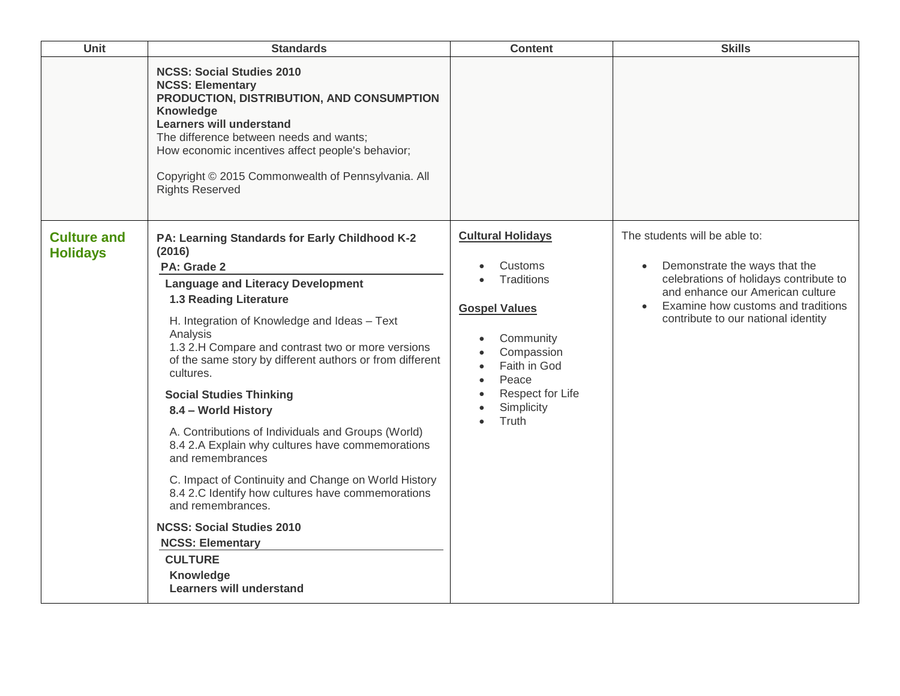| Unit | Standards | Content | Skills |
| --- | --- | --- | --- |
| | **NCSS: Social Studies 2010**<br>**NCSS: Elementary**<br>**PRODUCTION, DISTRIBUTION, AND CONSUMPTION**<br>**Knowledge**<br>**Learners will understand**<br>The difference between needs and wants;<br>How economic incentives affect people's behavior;<br><br>Copyright © 2015 Commonwealth of Pennsylvania. All Rights Reserved | | |
| **Culture and Holidays** | **PA: Learning Standards for Early Childhood K-2 (2016)**<br>**PA: Grade 2**<br>**Language and Literacy Development**<br>**1.3 Reading Literature**<br>H. Integration of Knowledge and Ideas – Text Analysis<br>1.3 2.H Compare and contrast two or more versions of the same story by different authors or from different cultures.<br>**Social Studies Thinking**<br>**8.4 – World History**<br>A. Contributions of Individuals and Groups (World)<br>8.4 2.A Explain why cultures have commemorations and remembrances<br>C. Impact of Continuity and Change on World History<br>8.4 2.C Identify how cultures have commemorations and remembrances.<br>**NCSS: Social Studies 2010**<br>**NCSS: Elementary**<br>**CULTURE**<br>**Knowledge**<br>**Learners will understand** | **Cultural Holidays**<br>• Customs<br>• Traditions<br><br>**Gospel Values**<br>• Community<br>• Compassion<br>• Faith in God<br>• Peace<br>• Respect for Life<br>• Simplicity<br>• Truth | The students will be able to:<br>• Demonstrate the ways that the celebrations of holidays contribute to and enhance our American culture<br>• Examine how customs and traditions contribute to our national identity |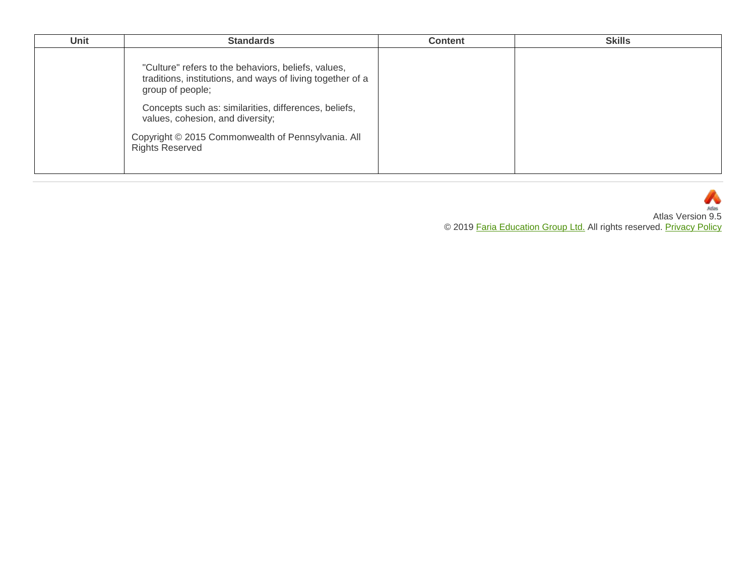| Unit | Standards | Content | Skills |
| --- | --- | --- | --- |
| | "Culture" refers to the behaviors, beliefs, values, traditions, institutions, and ways of living together of a group of people;<br><br>Concepts such as: similarities, differences, beliefs, values, cohesion, and diversity;<br><br>Copyright © 2015 Commonwealth of Pennsylvania. All Rights Reserved | | |

Atlas Version 9.5
© 2019 Faria Education Group Ltd. All rights reserved. Privacy Policy